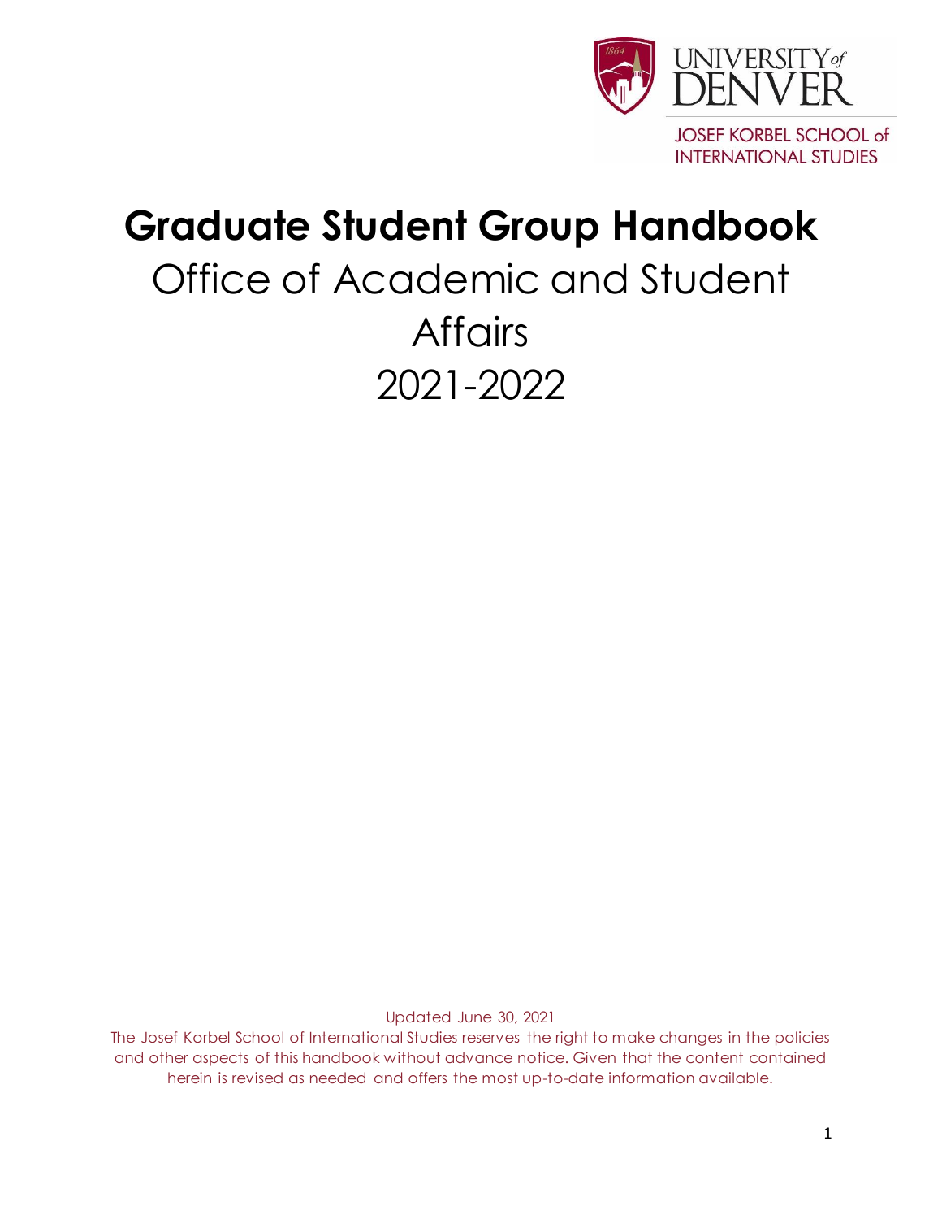UNIVERSITY of DENVER

JOSEF KORBEL SCHOOL of INTERNATIONAL STUDIES

# Graduate Student Group Handbook

## Office of Academic and Student Affairs

## 2021-2022

Updated June 30, 2021

The Josef Korbel School of International Studies reserves the right to make changes in the policies and other aspects of this handbook without advance notice. Given that the content contained herein is revised as needed and offers the most up-to-date information available.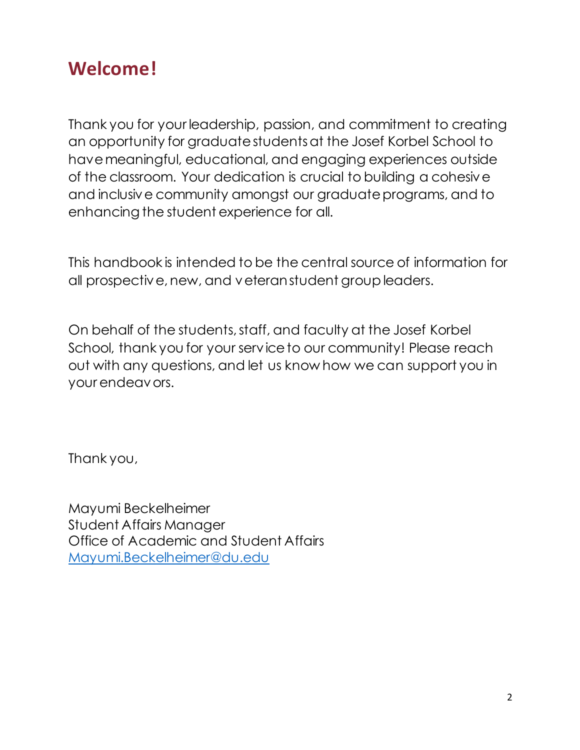## Welcome!

Thank you for your leadership, passion, and commitment to creating an opportunity for graduate students at the Josef Korbel School to have meaningful, educational, and engaging experiences outside of the classroom. Your dedication is crucial to building a cohesive and inclusive community amongst our graduate programs, and to enhancing the student experience for all.

This handbook is intended to be the central source of information for all prospective, new, and veteran student group leaders.

On behalf of the students, staff, and faculty at the Josef Korbel School, thank you for your service to our community! Please reach out with any questions, and let us know how we can support you in your endeavors.

Thank you,

Mayumi Beckelheimer
Student Affairs Manager
Office of Academic and Student Affairs
[Mayumi.Beckelheimer@du.edu](mailto:Mayumi.Beckelheimer@du.edu)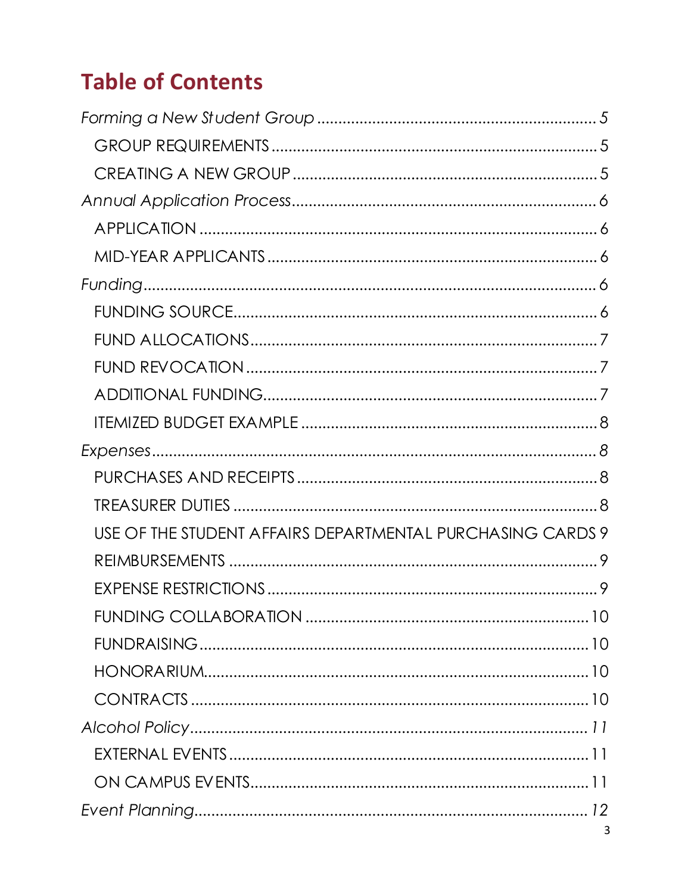## Table of Contents

*Forming a New Student Group* ..... *5*
- GROUP REQUIREMENTS ..... 5
- CREATING A NEW GROUP ..... 5

*Annual Application Process* ..... *6*
- APPLICATION ..... 6
- MID-YEAR APPLICANTS ..... 6

*Funding* ..... *6*
- FUNDING SOURCE ..... 6
- FUND ALLOCATIONS ..... 7
- FUND REVOCATION ..... 7
- ADDITIONAL FUNDING ..... 7
- ITEMIZED BUDGET EXAMPLE ..... 8

*Expenses* ..... *8*
- PURCHASES AND RECEIPTS ..... 8
- TREASURER DUTIES ..... 8
- USE OF THE STUDENT AFFAIRS DEPARTMENTAL PURCHASING CARDS 9
- REIMBURSEMENTS ..... 9
- EXPENSE RESTRICTIONS ..... 9
- FUNDING COLLABORATION ..... 10
- FUNDRAISING ..... 10
- HONORARIUM ..... 10
- CONTRACTS ..... 10

*Alcohol Policy* ..... *11*
- EXTERNAL EVENTS ..... 11
- ON CAMPUS EVENTS ..... 11

*Event Planning* ..... *12*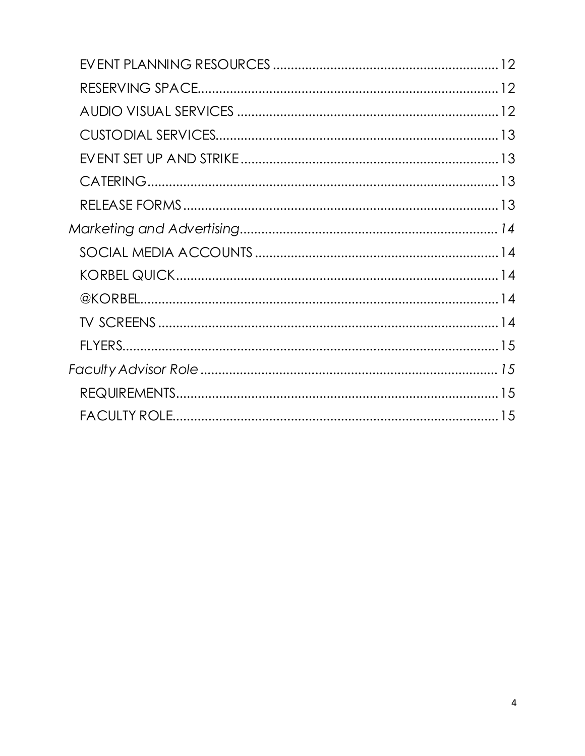EVENT PLANNING RESOURCES ........................................................ 12
RESERVING SPACE ........................................................................ 12
AUDIO VISUAL SERVICES ............................................................... 12
CUSTODIAL SERVICES .................................................................... 13
EVENT SET UP AND STRIKE ........................................................... 13
CATERING ...................................................................................... 13
RELEASE FORMS ........................................................................... 13

*Marketing and Advertising* ........................................................... *14*
SOCIAL MEDIA ACCOUNTS ......................................................... 14
KORBEL QUICK .............................................................................. 14
@KORBEL ....................................................................................... 14
TV SCREENS .................................................................................. 14
FLYERS ........................................................................................... 15

*Faculty Advisor Role* ..................................................................... *15*
REQUIREMENTS ............................................................................. 15
FACULTY ROLE ............................................................................... 15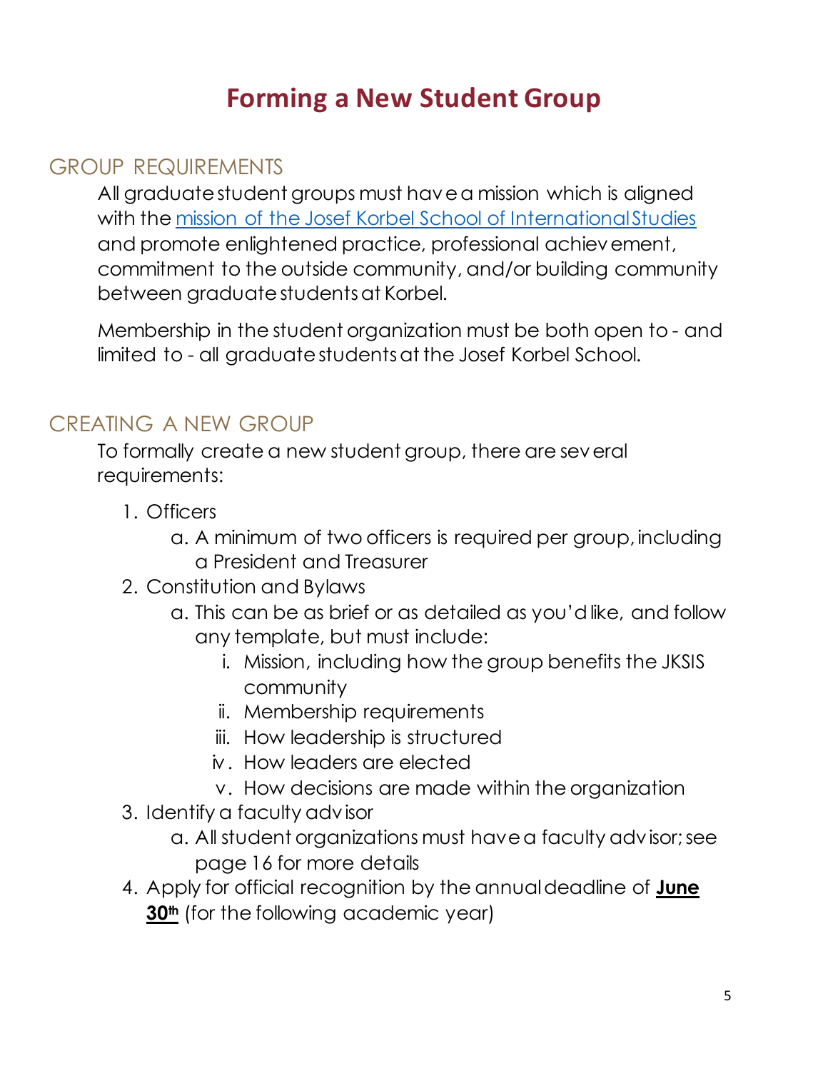# Forming a New Student Group

## GROUP REQUIREMENTS

All graduate student groups must have a mission which is aligned with the [mission of the Josef Korbel School of International Studies](#) and promote enlightened practice, professional achievement, commitment to the outside community, and/or building community between graduate students at Korbel.

Membership in the student organization must be both open to - and limited to - all graduate students at the Josef Korbel School.

## CREATING A NEW GROUP

To formally create a new student group, there are several requirements:

1. Officers
   a. A minimum of two officers is required per group, including a President and Treasurer
2. Constitution and Bylaws
   a. This can be as brief or as detailed as you'd like, and follow any template, but must include:
      i. Mission, including how the group benefits the JKSIS community
      ii. Membership requirements
      iii. How leadership is structured
      iv. How leaders are elected
      v. How decisions are made within the organization
3. Identify a faculty advisor
   a. All student organizations must have a faculty advisor; see page 16 for more details
4. Apply for official recognition by the annual deadline of **June 30th** (for the following academic year)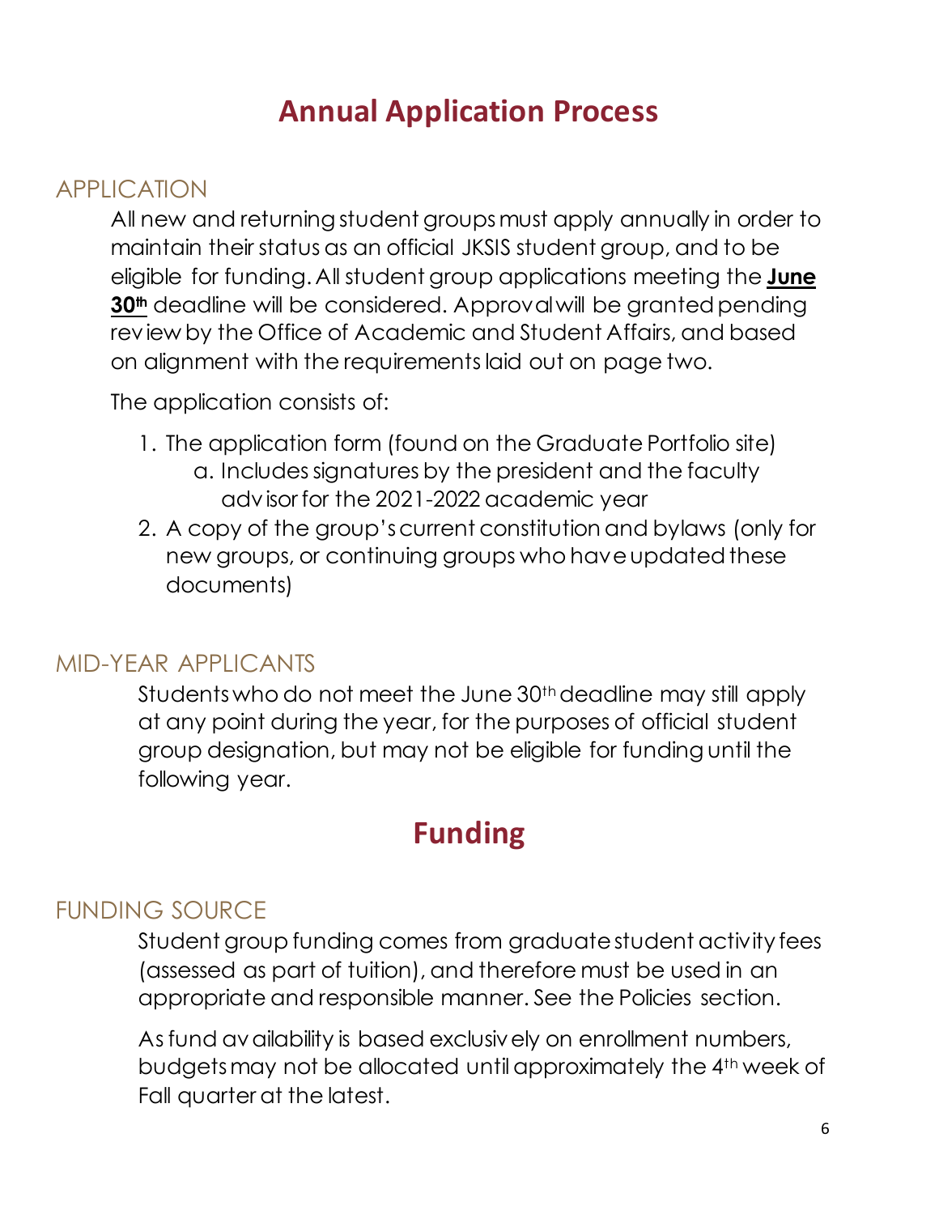# Annual Application Process

## APPLICATION

All new and returning student groups must apply annually in order to maintain their status as an official JKSIS student group, and to be eligible for funding. All student group applications meeting the **June 30th** deadline will be considered. Approval will be granted pending review by the Office of Academic and Student Affairs, and based on alignment with the requirements laid out on page two.

The application consists of:

1. The application form (found on the Graduate Portfolio site)
   a. Includes signatures by the president and the faculty advisor for the 2021-2022 academic year
2. A copy of the group's current constitution and bylaws (only for new groups, or continuing groups who have updated these documents)

## MID-YEAR APPLICANTS

Students who do not meet the June 30th deadline may still apply at any point during the year, for the purposes of official student group designation, but may not be eligible for funding until the following year.

# Funding

## FUNDING SOURCE

Student group funding comes from graduate student activity fees (assessed as part of tuition), and therefore must be used in an appropriate and responsible manner. See the Policies section.

As fund availability is based exclusively on enrollment numbers, budgets may not be allocated until approximately the 4th week of Fall quarter at the latest.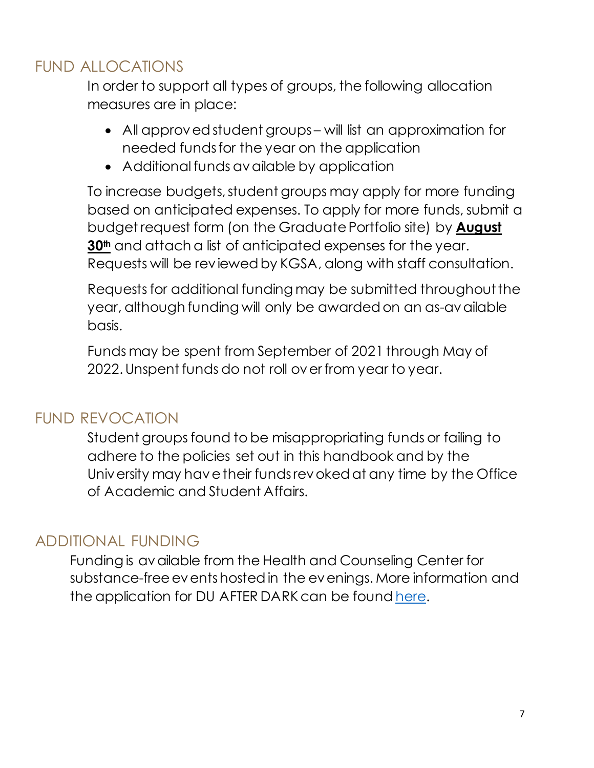## FUND ALLOCATIONS

In order to support all types of groups, the following allocation measures are in place:

- All approved student groups – will list an approximation for needed funds for the year on the application
- Additional funds available by application

To increase budgets, student groups may apply for more funding based on anticipated expenses. To apply for more funds, submit a budget request form (on the Graduate Portfolio site) by **August 30th** and attach a list of anticipated expenses for the year. Requests will be reviewed by KGSA, along with staff consultation.

Requests for additional funding may be submitted throughout the year, although funding will only be awarded on an as-available basis.

Funds may be spent from September of 2021 through May of 2022. Unspent funds do not roll over from year to year.

## FUND REVOCATION

Student groups found to be misappropriating funds or failing to adhere to the policies set out in this handbook and by the University may have their funds revoked at any time by the Office of Academic and Student Affairs.

## ADDITIONAL FUNDING

Funding is available from the Health and Counseling Center for substance-free events hosted in the evenings. More information and the application for DU AFTER DARK can be found here.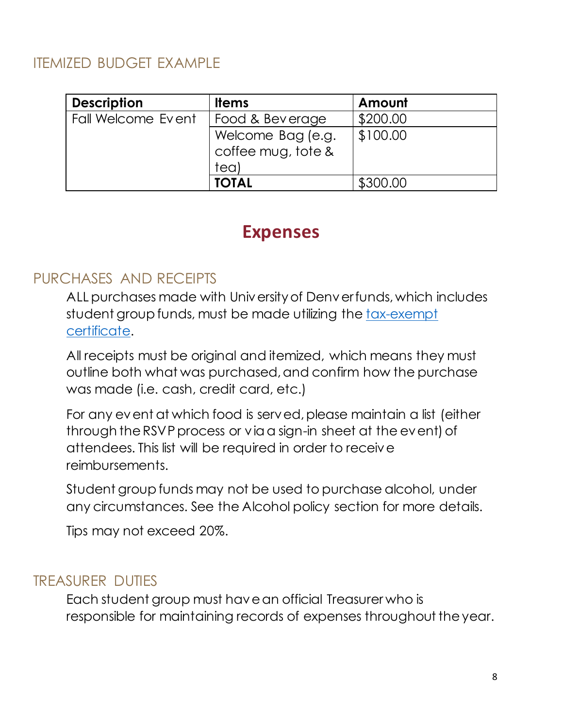### ITEMIZED BUDGET EXAMPLE

| Description | Items | Amount |
|---|---|---|
| Fall Welcome Event | Food & Beverage | $200.00 |
| | Welcome Bag (e.g. coffee mug, tote & tea) | $100.00 |
| | **TOTAL** | $300.00 |

## Expenses

### PURCHASES AND RECEIPTS

ALL purchases made with University of Denver funds, which includes student group funds, must be made utilizing the tax-exempt certificate.

All receipts must be original and itemized, which means they must outline both what was purchased, and confirm how the purchase was made (i.e. cash, credit card, etc.)

For any event at which food is served, please maintain a list (either through the RSVP process or via a sign-in sheet at the event) of attendees. This list will be required in order to receive reimbursements.

Student group funds may not be used to purchase alcohol, under any circumstances. See the Alcohol policy section for more details.

Tips may not exceed 20%.

### TREASURER DUTIES

Each student group must have an official Treasurer who is responsible for maintaining records of expenses throughout the year.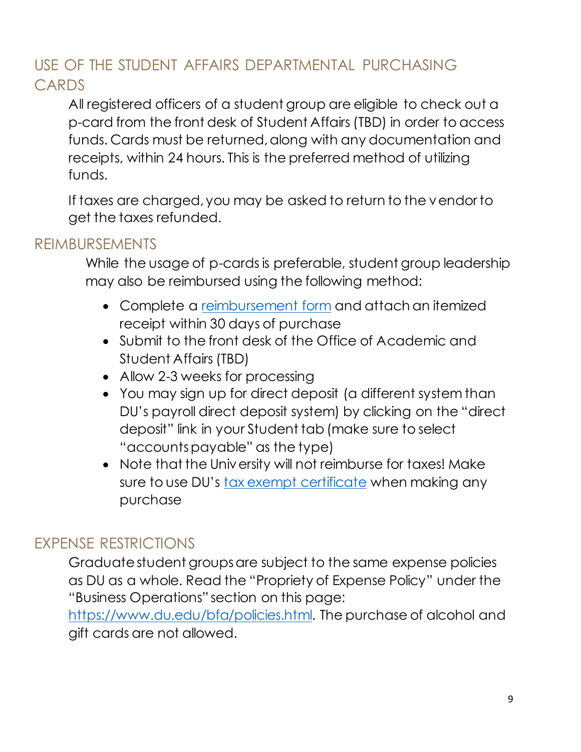## USE OF THE STUDENT AFFAIRS DEPARTMENTAL PURCHASING CARDS

All registered officers of a student group are eligible to check out a p-card from the front desk of Student Affairs (TBD) in order to access funds. Cards must be returned, along with any documentation and receipts, within 24 hours. This is the preferred method of utilizing funds.

If taxes are charged, you may be asked to return to the vendor to get the taxes refunded.

## REIMBURSEMENTS

While the usage of p-cards is preferable, student group leadership may also be reimbursed using the following method:

- Complete a reimbursement form and attach an itemized receipt within 30 days of purchase
- Submit to the front desk of the Office of Academic and Student Affairs (TBD)
- Allow 2-3 weeks for processing
- You may sign up for direct deposit (a different system than DU's payroll direct deposit system) by clicking on the "direct deposit" link in your Student tab (make sure to select "accounts payable" as the type)
- Note that the University will not reimburse for taxes! Make sure to use DU's tax exempt certificate when making any purchase

## EXPENSE RESTRICTIONS

Graduate student groups are subject to the same expense policies as DU as a whole. Read the "Propriety of Expense Policy" under the "Business Operations" section on this page: https://www.du.edu/bfa/policies.html. The purchase of alcohol and gift cards are not allowed.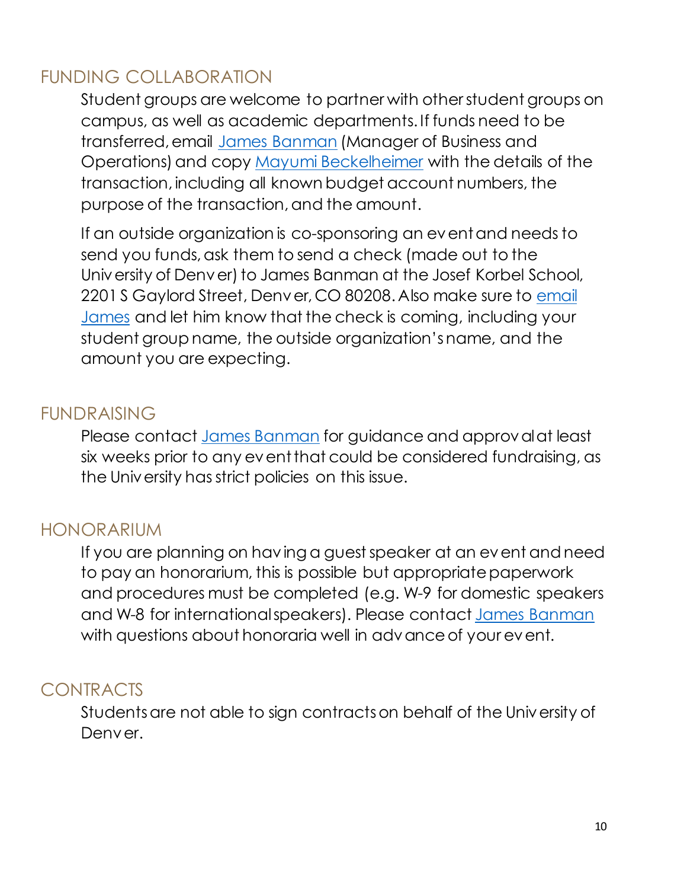## FUNDING COLLABORATION

Student groups are welcome to partner with other student groups on campus, as well as academic departments. If funds need to be transferred, email James Banman (Manager of Business and Operations) and copy Mayumi Beckelheimer with the details of the transaction, including all known budget account numbers, the purpose of the transaction, and the amount.

If an outside organization is co-sponsoring an event and needs to send you funds, ask them to send a check (made out to the University of Denver) to James Banman at the Josef Korbel School, 2201 S Gaylord Street, Denver, CO 80208. Also make sure to email James and let him know that the check is coming, including your student group name, the outside organization's name, and the amount you are expecting.

## FUNDRAISING

Please contact James Banman for guidance and approval at least six weeks prior to any event that could be considered fundraising, as the University has strict policies on this issue.

## HONORARIUM

If you are planning on having a guest speaker at an event and need to pay an honorarium, this is possible but appropriate paperwork and procedures must be completed (e.g. W-9 for domestic speakers and W-8 for international speakers). Please contact James Banman with questions about honoraria well in advance of your event.

## CONTRACTS

Students are not able to sign contracts on behalf of the University of Denver.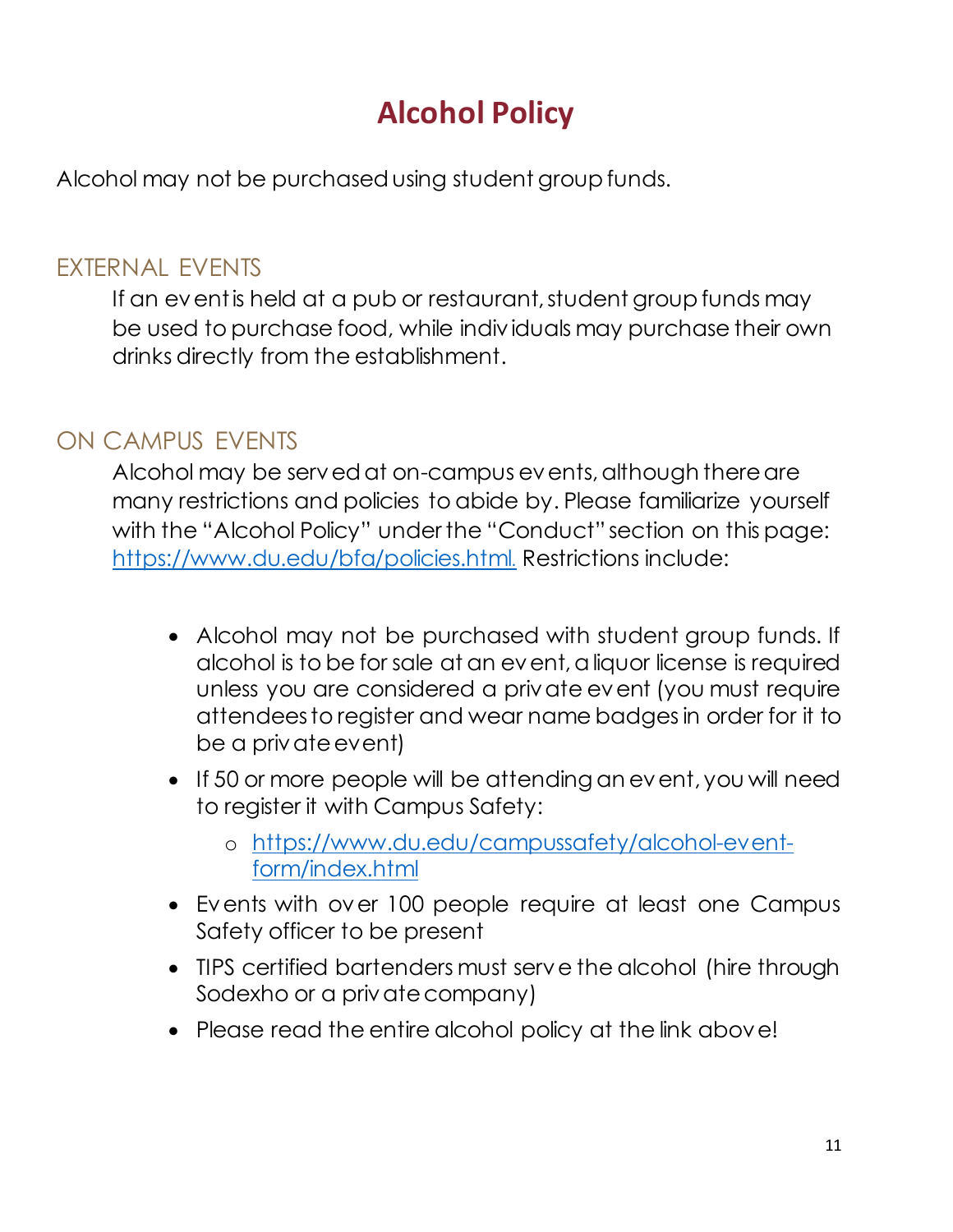# Alcohol Policy

Alcohol may not be purchased using student group funds.

## EXTERNAL EVENTS

If an event is held at a pub or restaurant, student group funds may be used to purchase food, while individuals may purchase their own drinks directly from the establishment.

## ON CAMPUS EVENTS

Alcohol may be served at on-campus events, although there are many restrictions and policies to abide by. Please familiarize yourself with the "Alcohol Policy" under the "Conduct" section on this page: https://www.du.edu/bfa/policies.html. Restrictions include:

- Alcohol may not be purchased with student group funds. If alcohol is to be for sale at an event, a liquor license is required unless you are considered a private event (you must require attendees to register and wear name badges in order for it to be a private event)
- If 50 or more people will be attending an event, you will need to register it with Campus Safety:
  - https://www.du.edu/campussafety/alcohol-event-form/index.html
- Events with over 100 people require at least one Campus Safety officer to be present
- TIPS certified bartenders must serve the alcohol (hire through Sodexho or a private company)
- Please read the entire alcohol policy at the link above!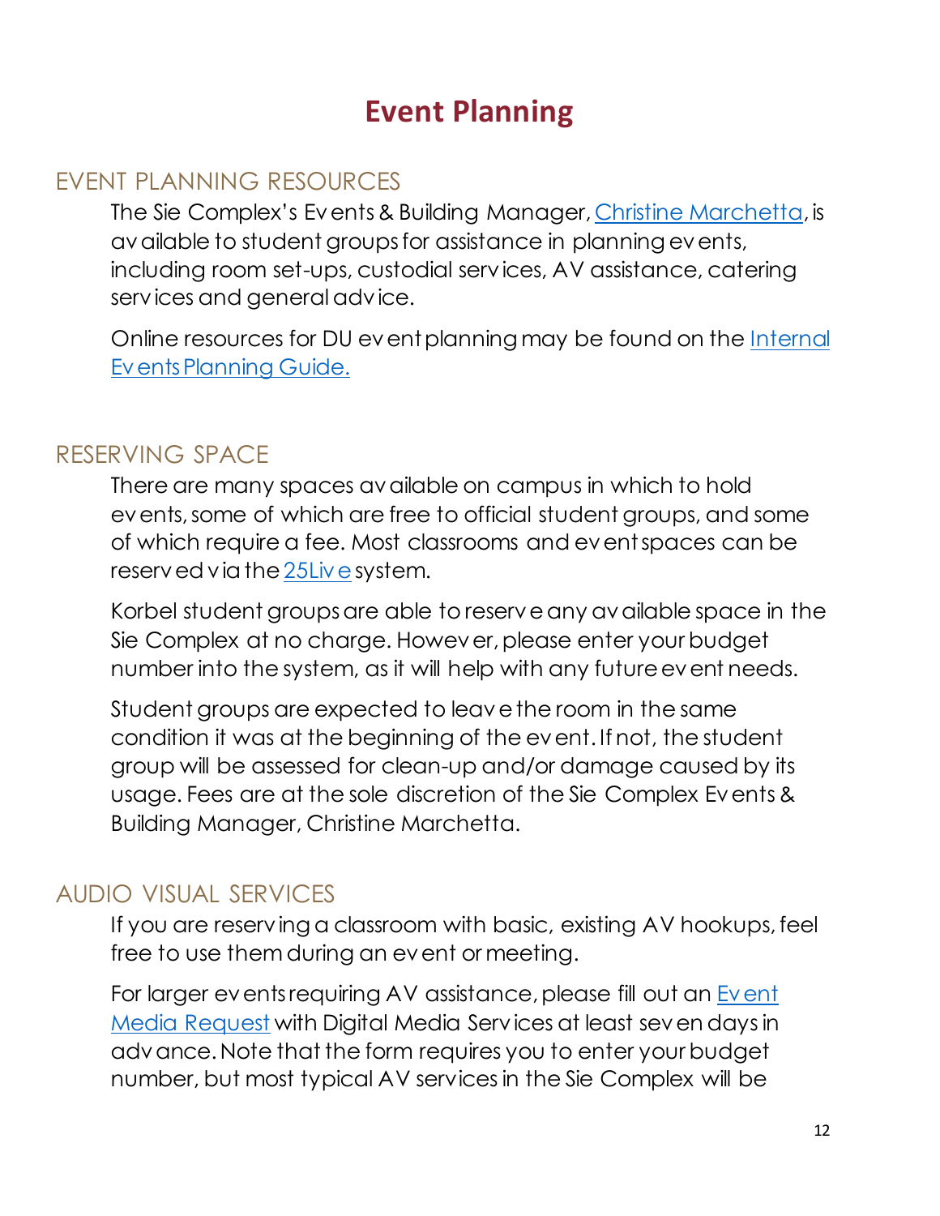# Event Planning

## EVENT PLANNING RESOURCES

The Sie Complex's Events & Building Manager, Christine Marchetta, is available to student groups for assistance in planning events, including room set-ups, custodial services, AV assistance, catering services and general advice.

Online resources for DU event planning may be found on the Internal Events Planning Guide.

## RESERVING SPACE

There are many spaces available on campus in which to hold events, some of which are free to official student groups, and some of which require a fee. Most classrooms and event spaces can be reserved via the 25Live system.

Korbel student groups are able to reserve any available space in the Sie Complex at no charge. However, please enter your budget number into the system, as it will help with any future event needs.

Student groups are expected to leave the room in the same condition it was at the beginning of the event. If not, the student group will be assessed for clean-up and/or damage caused by its usage. Fees are at the sole discretion of the Sie Complex Events & Building Manager, Christine Marchetta.

## AUDIO VISUAL SERVICES

If you are reserving a classroom with basic, existing AV hookups, feel free to use them during an event or meeting.

For larger events requiring AV assistance, please fill out an Event Media Request with Digital Media Services at least seven days in advance. Note that the form requires you to enter your budget number, but most typical AV services in the Sie Complex will be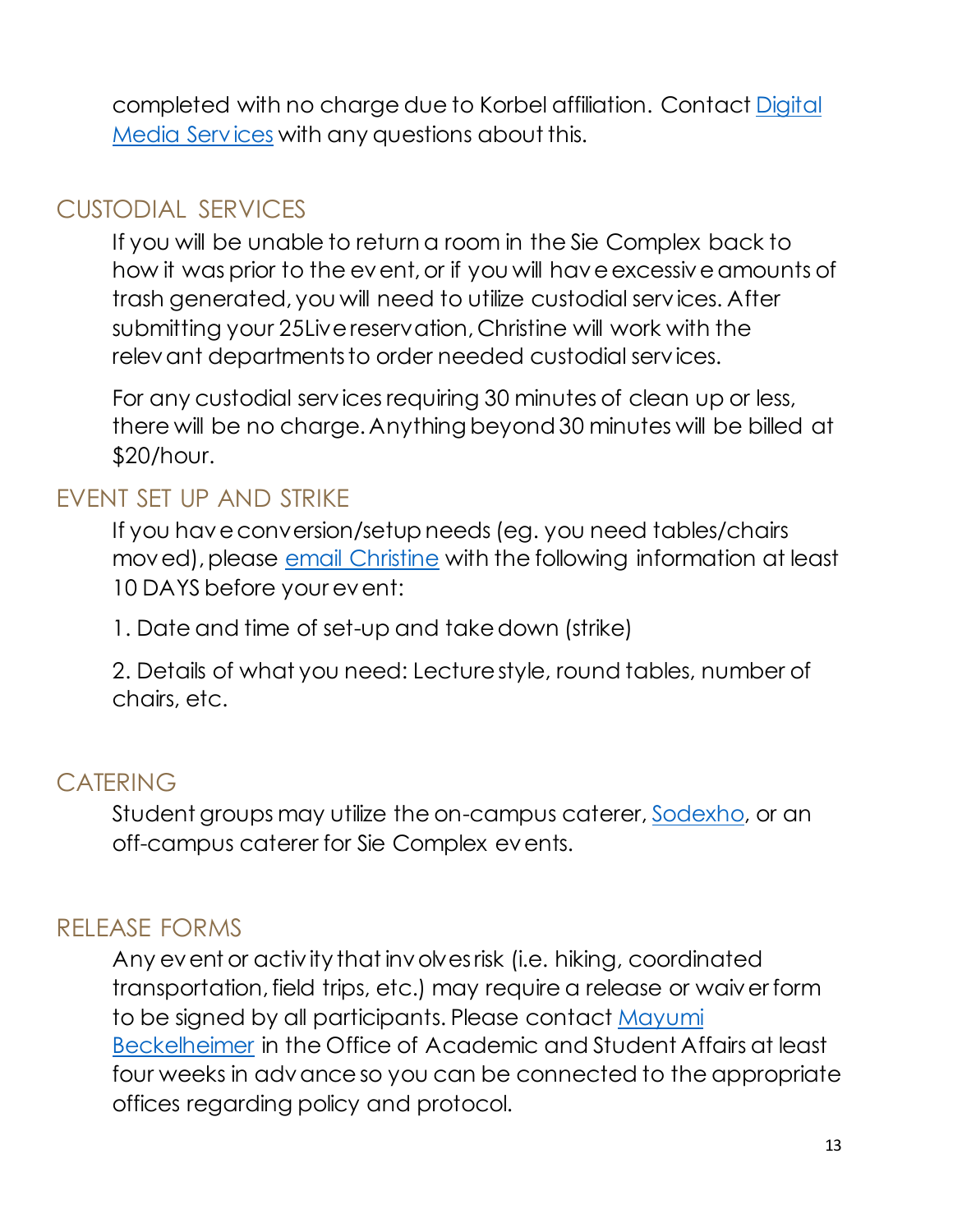completed with no charge due to Korbel affiliation. Contact Digital Media Services with any questions about this.

## CUSTODIAL SERVICES

If you will be unable to return a room in the Sie Complex back to how it was prior to the event, or if you will have excessive amounts of trash generated, you will need to utilize custodial services. After submitting your 25Live reservation, Christine will work with the relevant departments to order needed custodial services.

For any custodial services requiring 30 minutes of clean up or less, there will be no charge. Anything beyond 30 minutes will be billed at $20/hour.

## EVENT SET UP AND STRIKE

If you have conversion/setup needs (eg. you need tables/chairs moved), please email Christine with the following information at least 10 DAYS before your event:

1. Date and time of set-up and take down (strike)

2. Details of what you need: Lecture style, round tables, number of chairs, etc.

## CATERING

Student groups may utilize the on-campus caterer, Sodexho, or an off-campus caterer for Sie Complex events.

## RELEASE FORMS

Any event or activity that involves risk (i.e. hiking, coordinated transportation, field trips, etc.) may require a release or waiver form to be signed by all participants. Please contact Mayumi Beckelheimer in the Office of Academic and Student Affairs at least four weeks in advance so you can be connected to the appropriate offices regarding policy and protocol.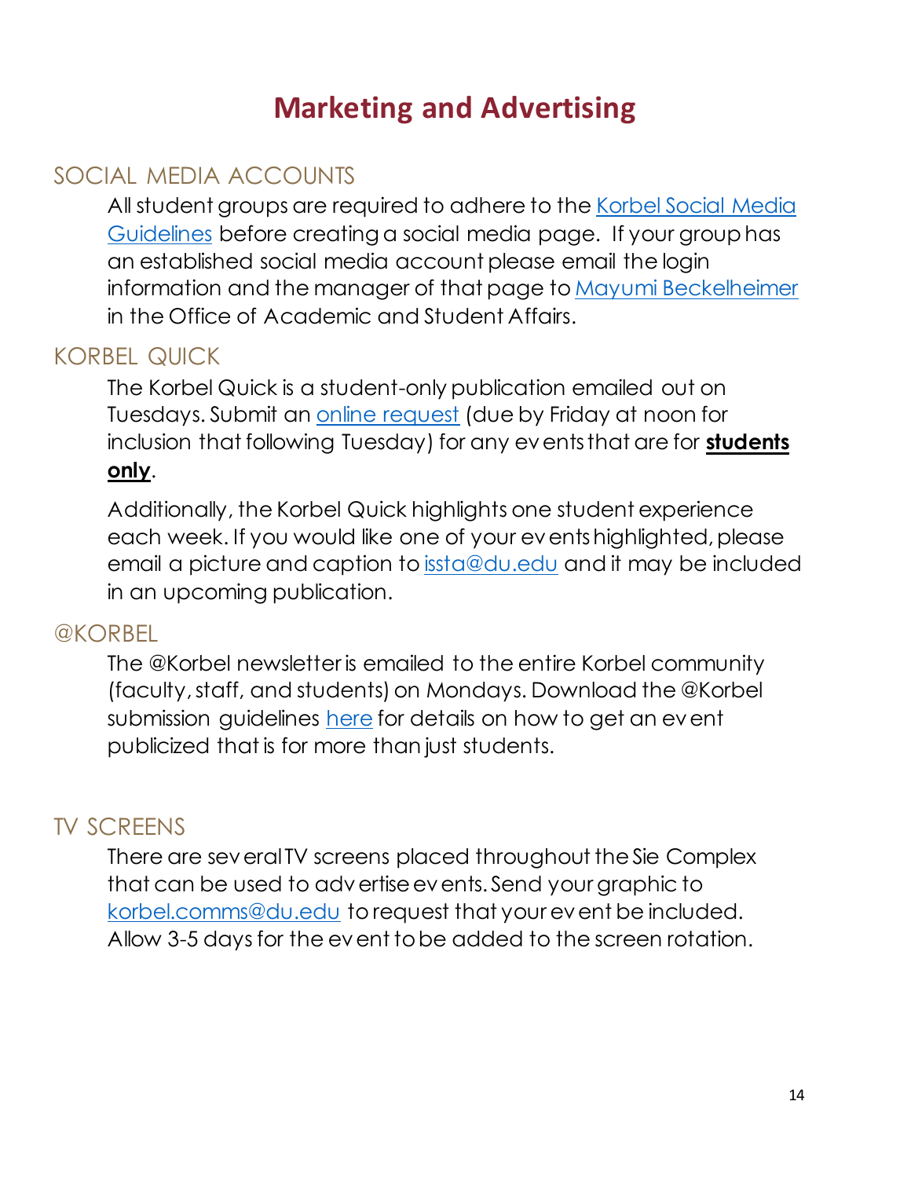# Marketing and Advertising

## SOCIAL MEDIA ACCOUNTS

All student groups are required to adhere to the Korbel Social Media Guidelines before creating a social media page. If your group has an established social media account please email the login information and the manager of that page to Mayumi Beckelheimer in the Office of Academic and Student Affairs.

## KORBEL QUICK

The Korbel Quick is a student-only publication emailed out on Tuesdays. Submit an online request (due by Friday at noon for inclusion that following Tuesday) for any events that are for **students only**.

Additionally, the Korbel Quick highlights one student experience each week. If you would like one of your events highlighted, please email a picture and caption to issta@du.edu and it may be included in an upcoming publication.

## @KORBEL

The @Korbel newsletter is emailed to the entire Korbel community (faculty, staff, and students) on Mondays. Download the @Korbel submission guidelines here for details on how to get an event publicized that is for more than just students.

## TV SCREENS

There are several TV screens placed throughout the Sie Complex that can be used to advertise events. Send your graphic to korbel.comms@du.edu to request that your event be included. Allow 3-5 days for the event to be added to the screen rotation.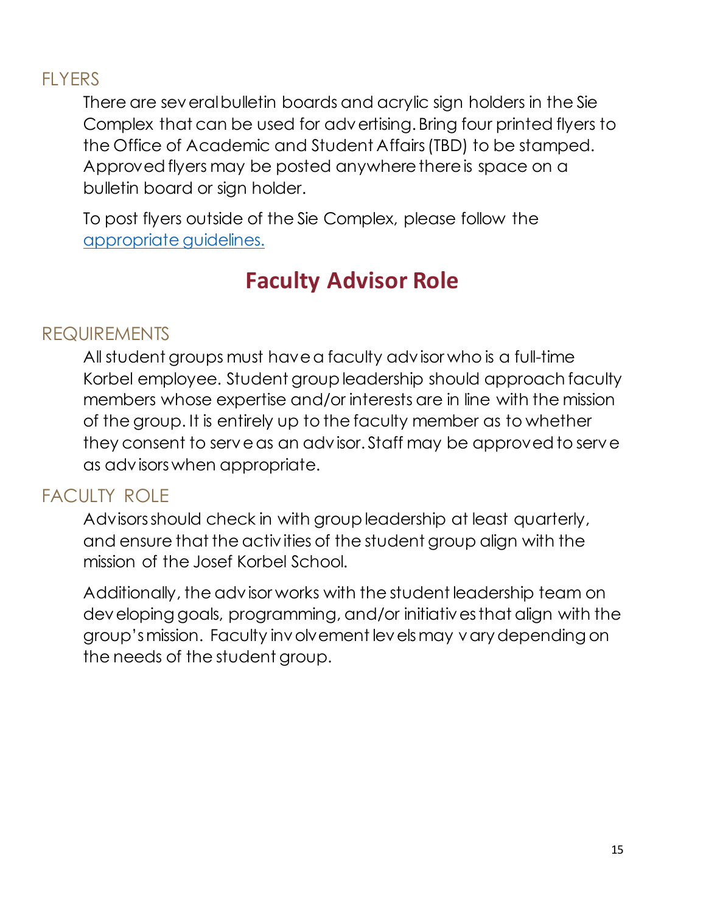### FLYERS

There are several bulletin boards and acrylic sign holders in the Sie Complex that can be used for advertising. Bring four printed flyers to the Office of Academic and Student Affairs (TBD) to be stamped. Approved flyers may be posted anywhere there is space on a bulletin board or sign holder.

To post flyers outside of the Sie Complex, please follow the appropriate guidelines.

## Faculty Advisor Role

### REQUIREMENTS

All student groups must have a faculty advisor who is a full-time Korbel employee. Student group leadership should approach faculty members whose expertise and/or interests are in line with the mission of the group. It is entirely up to the faculty member as to whether they consent to serve as an advisor. Staff may be approved to serve as advisors when appropriate.

### FACULTY ROLE

Advisors should check in with group leadership at least quarterly, and ensure that the activities of the student group align with the mission of the Josef Korbel School.

Additionally, the advisor works with the student leadership team on developing goals, programming, and/or initiatives that align with the group's mission. Faculty involvement levels may vary depending on the needs of the student group.